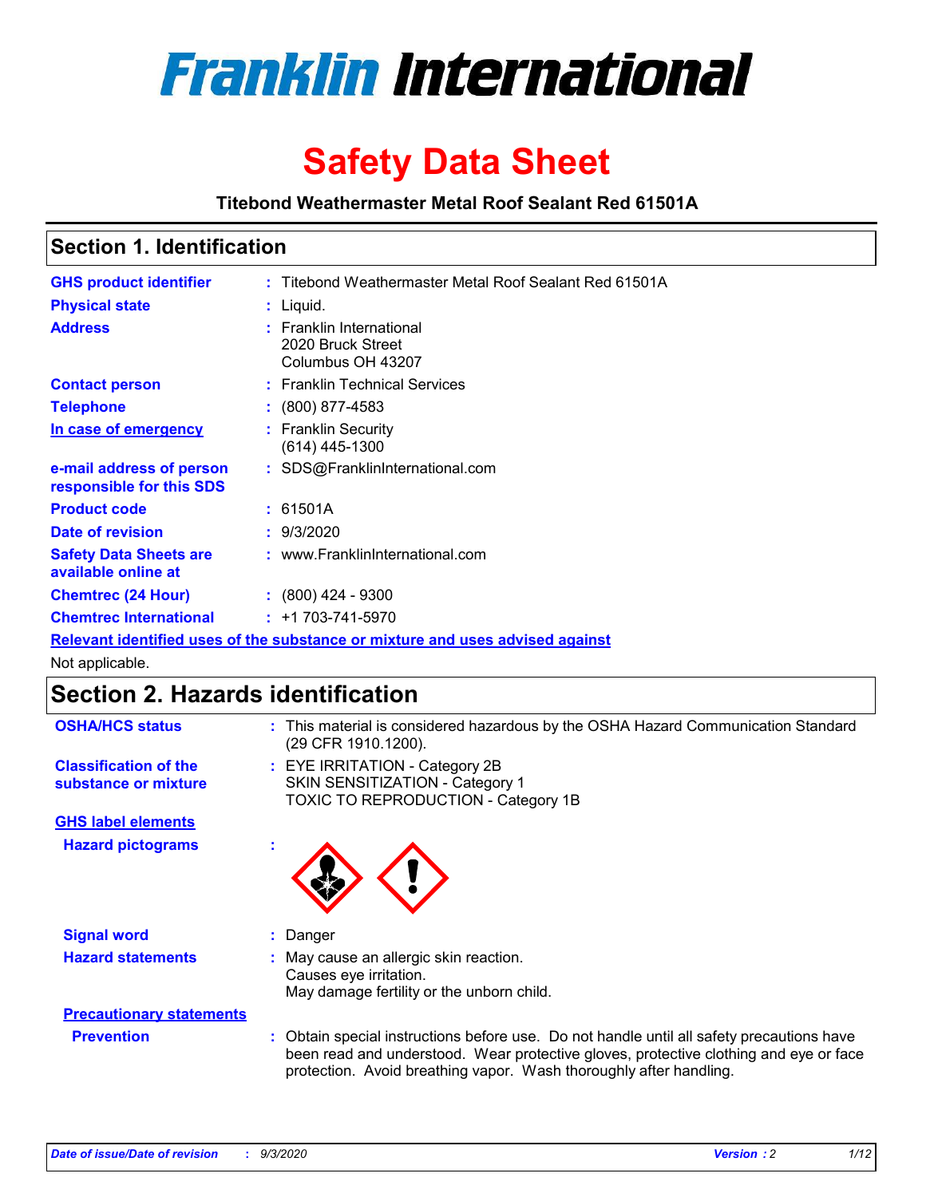# Franklin International

# Safety Data Sheet

**Titebond Weathermaster Metal Roof Sealant Red 61501A**

## Section 1. Identification

| | | |
|---|---|---|
| **GHS product identifier** | : | Titebond Weathermaster Metal Roof Sealant Red 61501A |
| **Physical state** | : | Liquid. |
| **Address** | : | Franklin International<br>2020 Bruck Street<br>Columbus OH 43207 |
| **Contact person** | : | Franklin Technical Services |
| **Telephone** | : | (800) 877-4583 |
| **In case of emergency** | : | Franklin Security<br>(614) 445-1300 |
| **e-mail address of person responsible for this SDS** | : | SDS@FranklinInternational.com |
| **Product code** | : | 61501A |
| **Date of revision** | : | 9/3/2020 |
| **Safety Data Sheets are available online at** | : | www.FranklinInternational.com |
| **Chemtrec (24 Hour)** | : | (800) 424 - 9300 |
| **Chemtrec International** | : | +1 703-741-5970 |

**Relevant identified uses of the substance or mixture and uses advised against**

Not applicable.

## Section 2. Hazards identification

| | | |
|---|---|---|
| **OSHA/HCS status** | : | This material is considered hazardous by the OSHA Hazard Communication Standard (29 CFR 1910.1200). |
| **Classification of the substance or mixture** | : | EYE IRRITATION - Category 2B<br>SKIN SENSITIZATION - Category 1<br>TOXIC TO REPRODUCTION - Category 1B |

**GHS label elements**

| | | |
|---|---|---|
| **Hazard pictograms** | : | |
| **Signal word** | : | Danger |
| **Hazard statements** | : | May cause an allergic skin reaction.<br>Causes eye irritation.<br>May damage fertility or the unborn child. |

**Precautionary statements**

| | | |
|---|---|---|
| **Prevention** | : | Obtain special instructions before use. Do not handle until all safety precautions have been read and understood. Wear protective gloves, protective clothing and eye or face protection. Avoid breathing vapor. Wash thoroughly after handling. |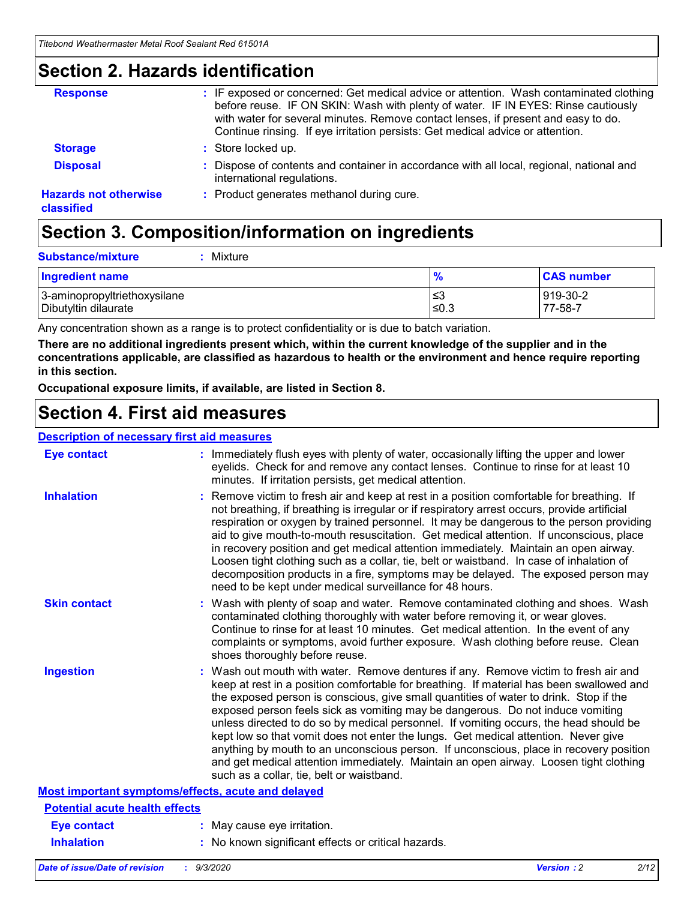## Section 2. Hazards identification

**Response** : IF exposed or concerned: Get medical advice or attention. Wash contaminated clothing before reuse. IF ON SKIN: Wash with plenty of water. IF IN EYES: Rinse cautiously with water for several minutes. Remove contact lenses, if present and easy to do. Continue rinsing. If eye irritation persists: Get medical advice or attention.

**Storage** : Store locked up.

**Disposal** : Dispose of contents and container in accordance with all local, regional, national and international regulations.

**Hazards not otherwise classified** : Product generates methanol during cure.

## Section 3. Composition/information on ingredients

**Substance/mixture** : Mixture

| Ingredient name | % | CAS number |
| --- | --- | --- |
| 3-aminopropyltriethoxysilane | ≤3 | 919-30-2 |
| Dibutyltin dilaurate | ≤0.3 | 77-58-7 |

Any concentration shown as a range is to protect confidentiality or is due to batch variation.

**There are no additional ingredients present which, within the current knowledge of the supplier and in the concentrations applicable, are classified as hazardous to health or the environment and hence require reporting in this section.**

**Occupational exposure limits, if available, are listed in Section 8.**

## Section 4. First aid measures

**Description of necessary first aid measures**

**Eye contact** : Immediately flush eyes with plenty of water, occasionally lifting the upper and lower eyelids. Check for and remove any contact lenses. Continue to rinse for at least 10 minutes. If irritation persists, get medical attention.

**Inhalation** : Remove victim to fresh air and keep at rest in a position comfortable for breathing. If not breathing, if breathing is irregular or if respiratory arrest occurs, provide artificial respiration or oxygen by trained personnel. It may be dangerous to the person providing aid to give mouth-to-mouth resuscitation. Get medical attention. If unconscious, place in recovery position and get medical attention immediately. Maintain an open airway. Loosen tight clothing such as a collar, tie, belt or waistband. In case of inhalation of decomposition products in a fire, symptoms may be delayed. The exposed person may need to be kept under medical surveillance for 48 hours.

**Skin contact** : Wash with plenty of soap and water. Remove contaminated clothing and shoes. Wash contaminated clothing thoroughly with water before removing it, or wear gloves. Continue to rinse for at least 10 minutes. Get medical attention. In the event of any complaints or symptoms, avoid further exposure. Wash clothing before reuse. Clean shoes thoroughly before reuse.

**Ingestion** : Wash out mouth with water. Remove dentures if any. Remove victim to fresh air and keep at rest in a position comfortable for breathing. If material has been swallowed and the exposed person is conscious, give small quantities of water to drink. Stop if the exposed person feels sick as vomiting may be dangerous. Do not induce vomiting unless directed to do so by medical personnel. If vomiting occurs, the head should be kept low so that vomit does not enter the lungs. Get medical attention. Never give anything by mouth to an unconscious person. If unconscious, place in recovery position and get medical attention immediately. Maintain an open airway. Loosen tight clothing such as a collar, tie, belt or waistband.

**Most important symptoms/effects, acute and delayed**

**Potential acute health effects**

**Eye contact** : May cause eye irritation.

**Inhalation** : No known significant effects or critical hazards.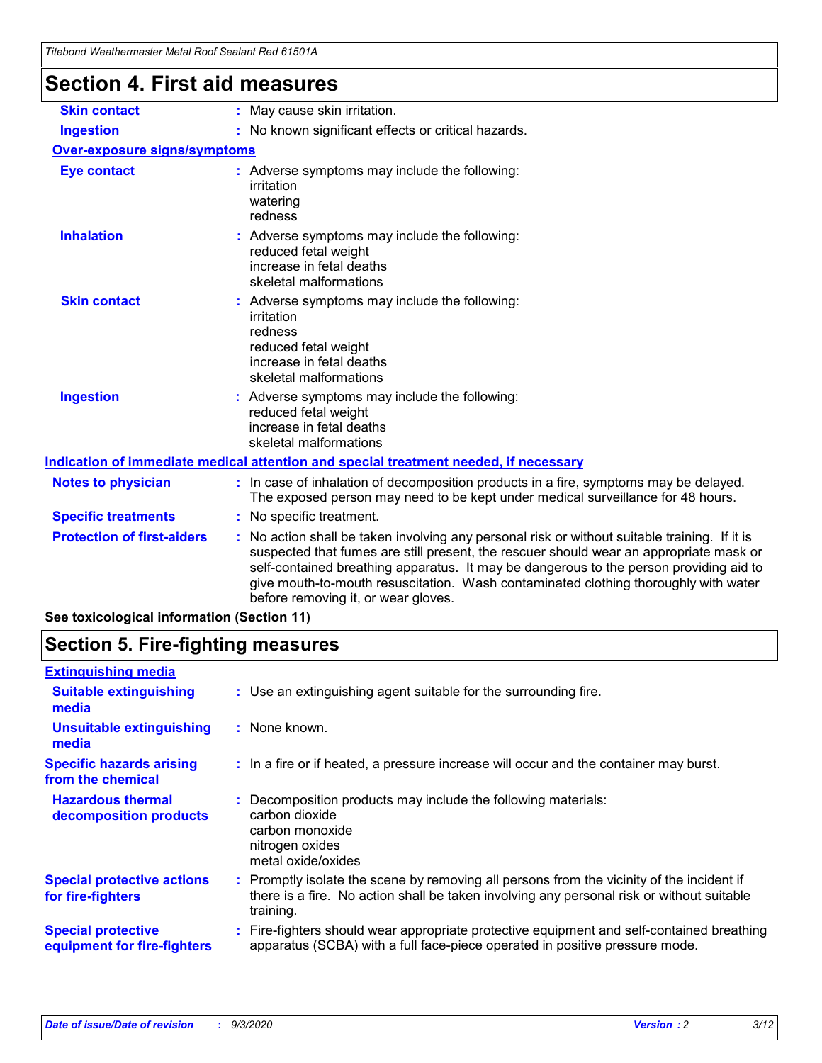# Section 4. First aid measures

| | |
|---|---|
| **Skin contact** | : May cause skin irritation. |
| **Ingestion** | : No known significant effects or critical hazards. |

**Over-exposure signs/symptoms**

| | |
|---|---|
| **Eye contact** | : Adverse symptoms may include the following:<br>irritation<br>watering<br>redness |
| **Inhalation** | : Adverse symptoms may include the following:<br>reduced fetal weight<br>increase in fetal deaths<br>skeletal malformations |
| **Skin contact** | : Adverse symptoms may include the following:<br>irritation<br>redness<br>reduced fetal weight<br>increase in fetal deaths<br>skeletal malformations |
| **Ingestion** | : Adverse symptoms may include the following:<br>reduced fetal weight<br>increase in fetal deaths<br>skeletal malformations |

**Indication of immediate medical attention and special treatment needed, if necessary**

| | |
|---|---|
| **Notes to physician** | : In case of inhalation of decomposition products in a fire, symptoms may be delayed. The exposed person may need to be kept under medical surveillance for 48 hours. |
| **Specific treatments** | : No specific treatment. |
| **Protection of first-aiders** | : No action shall be taken involving any personal risk or without suitable training. If it is suspected that fumes are still present, the rescuer should wear an appropriate mask or self-contained breathing apparatus. It may be dangerous to the person providing aid to give mouth-to-mouth resuscitation. Wash contaminated clothing thoroughly with water before removing it, or wear gloves. |

**See toxicological information (Section 11)**

# Section 5. Fire-fighting measures

**Extinguishing media**

| | |
|---|---|
| **Suitable extinguishing media** | : Use an extinguishing agent suitable for the surrounding fire. |
| **Unsuitable extinguishing media** | : None known. |
| **Specific hazards arising from the chemical** | : In a fire or if heated, a pressure increase will occur and the container may burst. |
| **Hazardous thermal decomposition products** | : Decomposition products may include the following materials:<br>carbon dioxide<br>carbon monoxide<br>nitrogen oxides<br>metal oxide/oxides |
| **Special protective actions for fire-fighters** | : Promptly isolate the scene by removing all persons from the vicinity of the incident if there is a fire. No action shall be taken involving any personal risk or without suitable training. |
| **Special protective equipment for fire-fighters** | : Fire-fighters should wear appropriate protective equipment and self-contained breathing apparatus (SCBA) with a full face-piece operated in positive pressure mode. |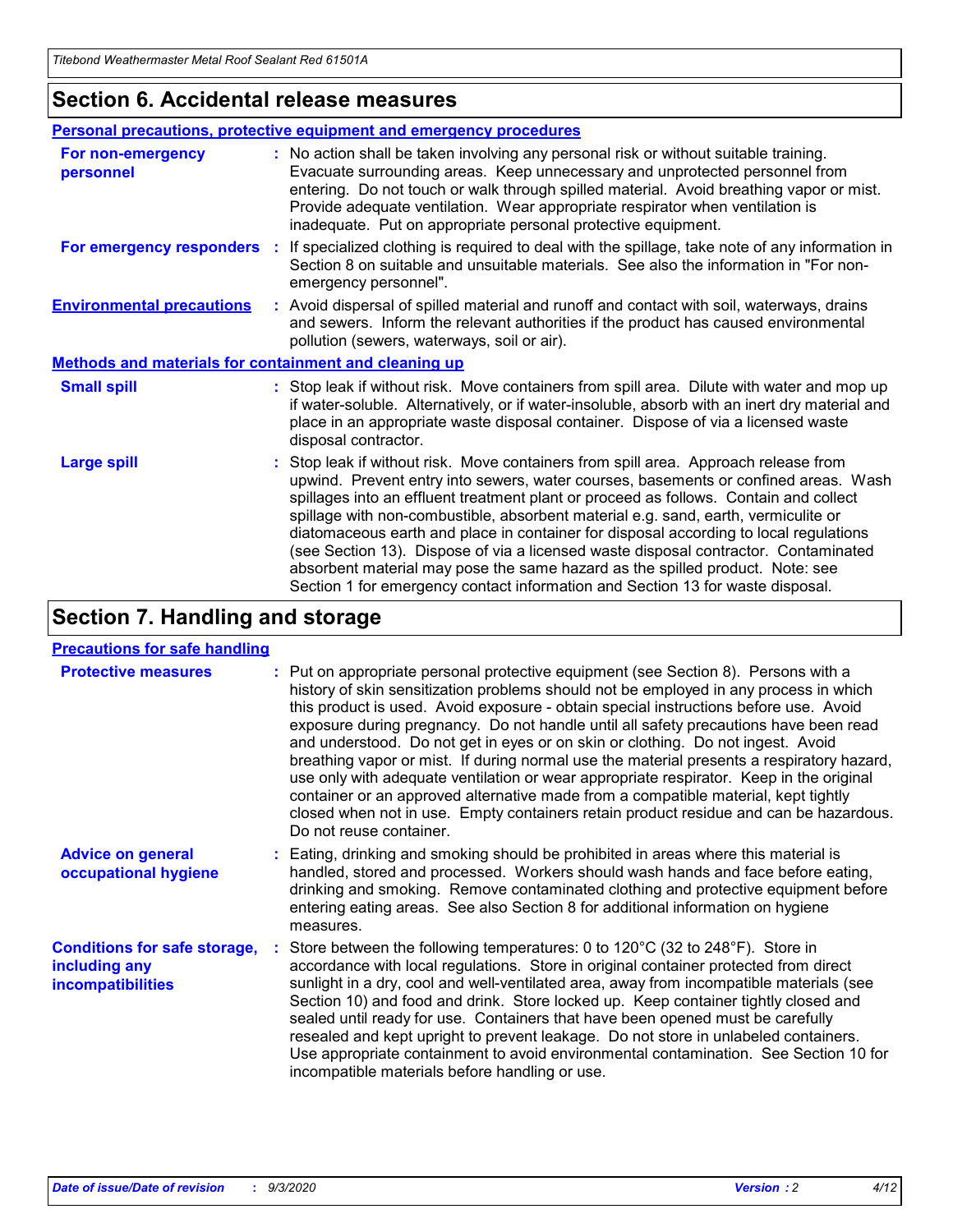## Section 6. Accidental release measures

### Personal precautions, protective equipment and emergency procedures

**For non-emergency personnel** : No action shall be taken involving any personal risk or without suitable training. Evacuate surrounding areas. Keep unnecessary and unprotected personnel from entering. Do not touch or walk through spilled material. Avoid breathing vapor or mist. Provide adequate ventilation. Wear appropriate respirator when ventilation is inadequate. Put on appropriate personal protective equipment.

**For emergency responders** : If specialized clothing is required to deal with the spillage, take note of any information in Section 8 on suitable and unsuitable materials. See also the information in "For non-emergency personnel".

**Environmental precautions** : Avoid dispersal of spilled material and runoff and contact with soil, waterways, drains and sewers. Inform the relevant authorities if the product has caused environmental pollution (sewers, waterways, soil or air).

### Methods and materials for containment and cleaning up

**Small spill** : Stop leak if without risk. Move containers from spill area. Dilute with water and mop up if water-soluble. Alternatively, or if water-insoluble, absorb with an inert dry material and place in an appropriate waste disposal container. Dispose of via a licensed waste disposal contractor.

**Large spill** : Stop leak if without risk. Move containers from spill area. Approach release from upwind. Prevent entry into sewers, water courses, basements or confined areas. Wash spillages into an effluent treatment plant or proceed as follows. Contain and collect spillage with non-combustible, absorbent material e.g. sand, earth, vermiculite or diatomaceous earth and place in container for disposal according to local regulations (see Section 13). Dispose of via a licensed waste disposal contractor. Contaminated absorbent material may pose the same hazard as the spilled product. Note: see Section 1 for emergency contact information and Section 13 for waste disposal.

## Section 7. Handling and storage

### Precautions for safe handling

**Protective measures** : Put on appropriate personal protective equipment (see Section 8). Persons with a history of skin sensitization problems should not be employed in any process in which this product is used. Avoid exposure - obtain special instructions before use. Avoid exposure during pregnancy. Do not handle until all safety precautions have been read and understood. Do not get in eyes or on skin or clothing. Do not ingest. Avoid breathing vapor or mist. If during normal use the material presents a respiratory hazard, use only with adequate ventilation or wear appropriate respirator. Keep in the original container or an approved alternative made from a compatible material, kept tightly closed when not in use. Empty containers retain product residue and can be hazardous. Do not reuse container.

**Advice on general occupational hygiene** : Eating, drinking and smoking should be prohibited in areas where this material is handled, stored and processed. Workers should wash hands and face before eating, drinking and smoking. Remove contaminated clothing and protective equipment before entering eating areas. See also Section 8 for additional information on hygiene measures.

**Conditions for safe storage, including any incompatibilities** : Store between the following temperatures: 0 to 120°C (32 to 248°F). Store in accordance with local regulations. Store in original container protected from direct sunlight in a dry, cool and well-ventilated area, away from incompatible materials (see Section 10) and food and drink. Store locked up. Keep container tightly closed and sealed until ready for use. Containers that have been opened must be carefully resealed and kept upright to prevent leakage. Do not store in unlabeled containers. Use appropriate containment to avoid environmental contamination. See Section 10 for incompatible materials before handling or use.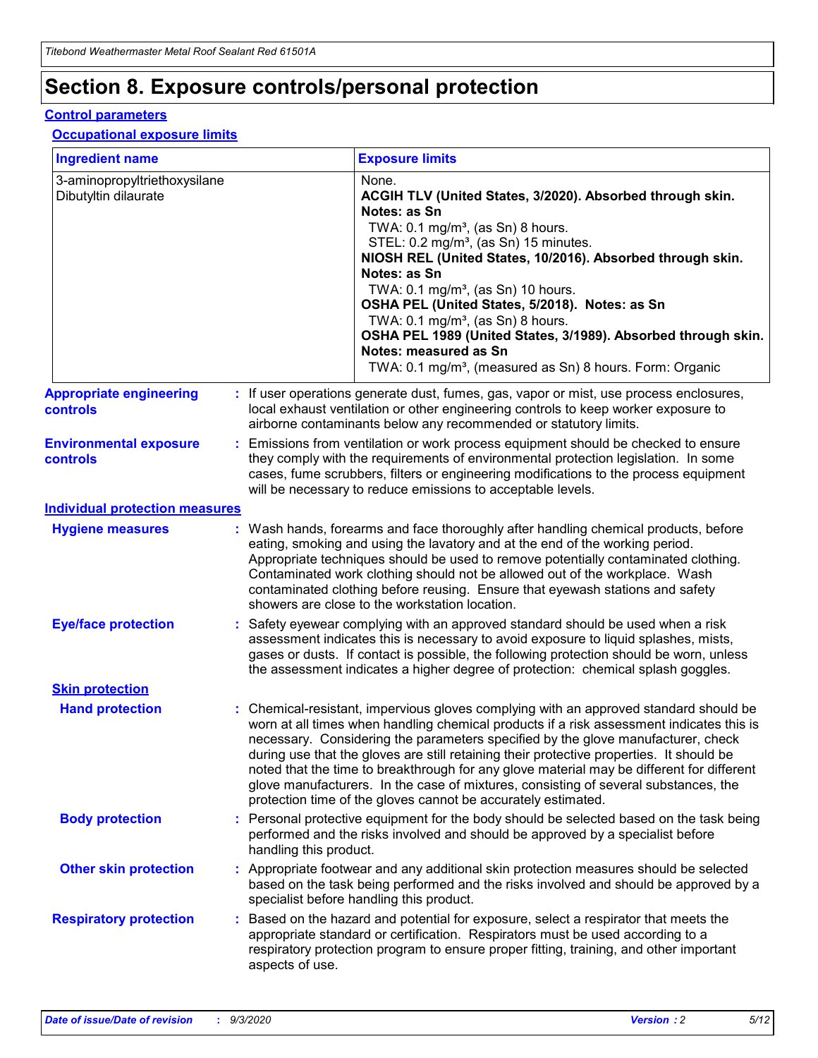# Section 8. Exposure controls/personal protection

## Control parameters

### Occupational exposure limits

| Ingredient name | Exposure limits |
| --- | --- |
| 3-aminopropyltriethoxysilane | None. |
| Dibutyltin dilaurate | **ACGIH TLV (United States, 3/2020). Absorbed through skin. Notes: as Sn**<br>TWA: 0.1 mg/m³, (as Sn) 8 hours.<br>STEL: 0.2 mg/m³, (as Sn) 15 minutes.<br>**NIOSH REL (United States, 10/2016). Absorbed through skin. Notes: as Sn**<br>TWA: 0.1 mg/m³, (as Sn) 10 hours.<br>**OSHA PEL (United States, 5/2018). Notes: as Sn**<br>TWA: 0.1 mg/m³, (as Sn) 8 hours.<br>**OSHA PEL 1989 (United States, 3/1989). Absorbed through skin. Notes: measured as Sn**<br>TWA: 0.1 mg/m³, (measured as Sn) 8 hours. Form: Organic |

**Appropriate engineering controls** : If user operations generate dust, fumes, gas, vapor or mist, use process enclosures, local exhaust ventilation or other engineering controls to keep worker exposure to airborne contaminants below any recommended or statutory limits.

**Environmental exposure controls** : Emissions from ventilation or work process equipment should be checked to ensure they comply with the requirements of environmental protection legislation. In some cases, fume scrubbers, filters or engineering modifications to the process equipment will be necessary to reduce emissions to acceptable levels.

## Individual protection measures

**Hygiene measures** : Wash hands, forearms and face thoroughly after handling chemical products, before eating, smoking and using the lavatory and at the end of the working period. Appropriate techniques should be used to remove potentially contaminated clothing. Contaminated work clothing should not be allowed out of the workplace. Wash contaminated clothing before reusing. Ensure that eyewash stations and safety showers are close to the workstation location.

**Eye/face protection** : Safety eyewear complying with an approved standard should be used when a risk assessment indicates this is necessary to avoid exposure to liquid splashes, mists, gases or dusts. If contact is possible, the following protection should be worn, unless the assessment indicates a higher degree of protection: chemical splash goggles.

### Skin protection

**Hand protection** : Chemical-resistant, impervious gloves complying with an approved standard should be worn at all times when handling chemical products if a risk assessment indicates this is necessary. Considering the parameters specified by the glove manufacturer, check during use that the gloves are still retaining their protective properties. It should be noted that the time to breakthrough for any glove material may be different for different glove manufacturers. In the case of mixtures, consisting of several substances, the protection time of the gloves cannot be accurately estimated.

**Body protection** : Personal protective equipment for the body should be selected based on the task being performed and the risks involved and should be approved by a specialist before handling this product.

**Other skin protection** : Appropriate footwear and any additional skin protection measures should be selected based on the task being performed and the risks involved and should be approved by a specialist before handling this product.

**Respiratory protection** : Based on the hazard and potential for exposure, select a respirator that meets the appropriate standard or certification. Respirators must be used according to a respiratory protection program to ensure proper fitting, training, and other important aspects of use.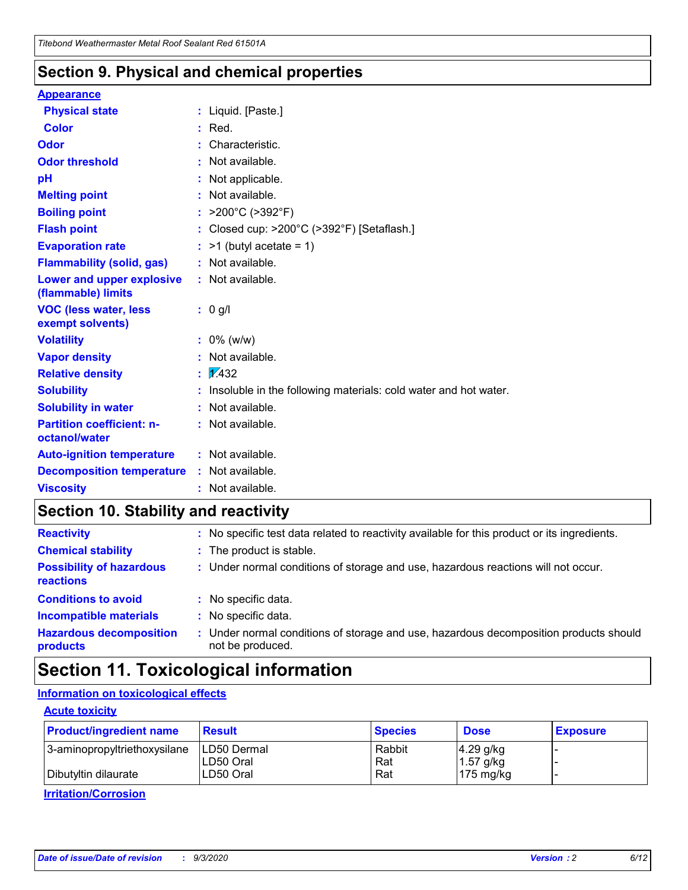## Section 9. Physical and chemical properties

**Appearance**

| | | |
|---|---|---|
| **Physical state** | : | Liquid. [Paste.] |
| **Color** | : | Red. |
| **Odor** | : | Characteristic. |
| **Odor threshold** | : | Not available. |
| **pH** | : | Not applicable. |
| **Melting point** | : | Not available. |
| **Boiling point** | : | >200°C (>392°F) |
| **Flash point** | : | Closed cup: >200°C (>392°F) [Setaflash.] |
| **Evaporation rate** | : | >1 (butyl acetate = 1) |
| **Flammability (solid, gas)** | : | Not available. |
| **Lower and upper explosive (flammable) limits** | : | Not available. |
| **VOC (less water, less exempt solvents)** | : | 0 g/l |
| **Volatility** | : | 0% (w/w) |
| **Vapor density** | : | Not available. |
| **Relative density** | : | 1.432 |
| **Solubility** | : | Insoluble in the following materials: cold water and hot water. |
| **Solubility in water** | : | Not available. |
| **Partition coefficient: n-octanol/water** | : | Not available. |
| **Auto-ignition temperature** | : | Not available. |
| **Decomposition temperature** | : | Not available. |
| **Viscosity** | : | Not available. |

## Section 10. Stability and reactivity

| | | |
|---|---|---|
| **Reactivity** | : | No specific test data related to reactivity available for this product or its ingredients. |
| **Chemical stability** | : | The product is stable. |
| **Possibility of hazardous reactions** | : | Under normal conditions of storage and use, hazardous reactions will not occur. |
| **Conditions to avoid** | : | No specific data. |
| **Incompatible materials** | : | No specific data. |
| **Hazardous decomposition products** | : | Under normal conditions of storage and use, hazardous decomposition products should not be produced. |

## Section 11. Toxicological information

**Information on toxicological effects**

**Acute toxicity**

| Product/ingredient name | Result | Species | Dose | Exposure |
|---|---|---|---|---|
| 3-aminopropyltriethoxysilane | LD50 Dermal | Rabbit | 4.29 g/kg | - |
| | LD50 Oral | Rat | 1.57 g/kg | - |
| Dibutyltin dilaurate | LD50 Oral | Rat | 175 mg/kg | - |

**Irritation/Corrosion**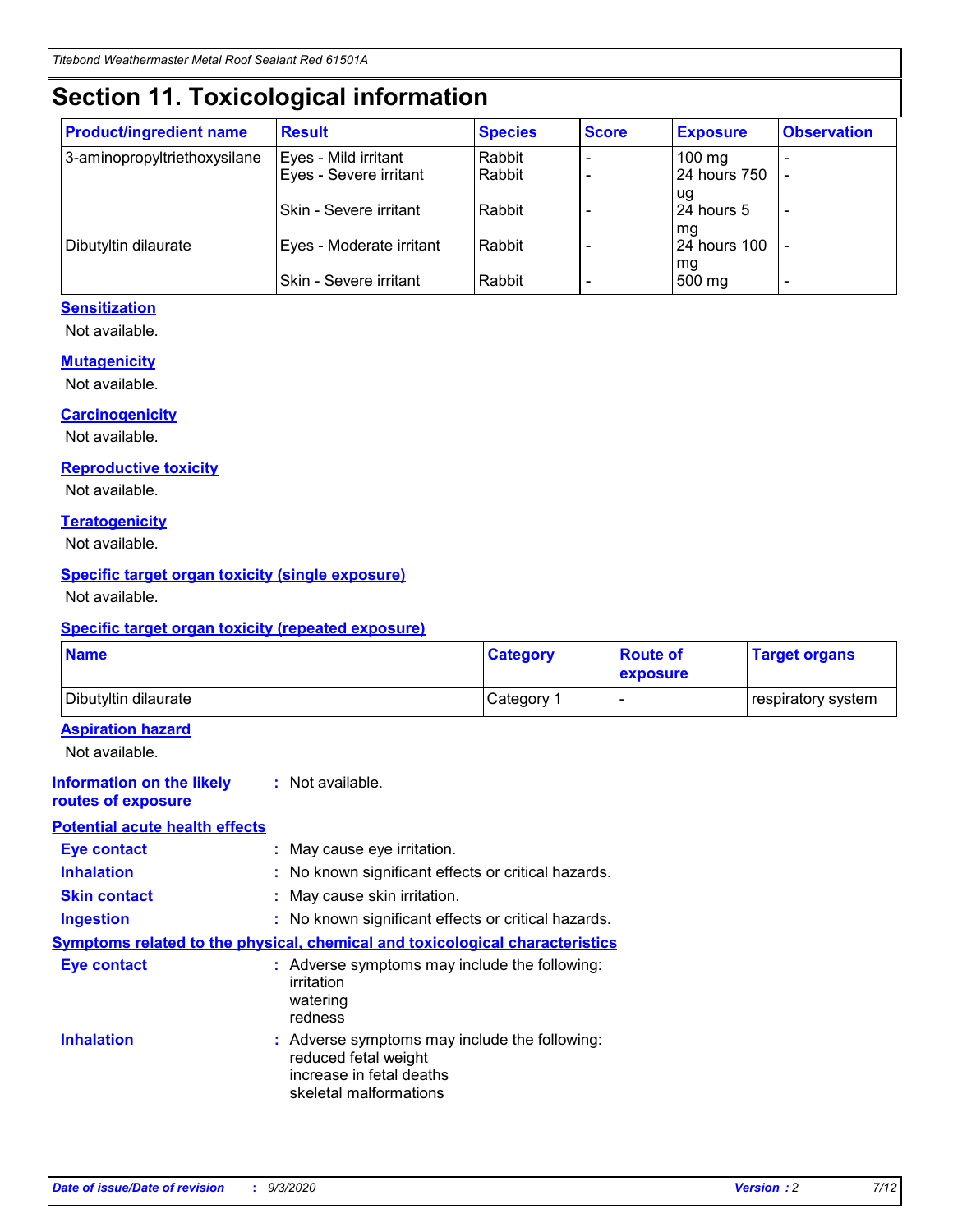# Section 11. Toxicological information

| Product/ingredient name | Result | Species | Score | Exposure | Observation |
|---|---|---|---|---|---|
| 3-aminopropyltriethoxysilane | Eyes - Mild irritant | Rabbit | - | 100 mg | - |
| | Eyes - Severe irritant | Rabbit | - | 24 hours 750 ug | - |
| | Skin - Severe irritant | Rabbit | - | 24 hours 5 mg | - |
| Dibutyltin dilaurate | Eyes - Moderate irritant | Rabbit | - | 24 hours 100 mg | - |
| | Skin - Severe irritant | Rabbit | - | 500 mg | - |

**Sensitization**

Not available.

**Mutagenicity**

Not available.

**Carcinogenicity**

Not available.

**Reproductive toxicity**

Not available.

**Teratogenicity**

Not available.

**Specific target organ toxicity (single exposure)**

Not available.

**Specific target organ toxicity (repeated exposure)**

| Name | Category | Route of exposure | Target organs |
|---|---|---|---|
| Dibutyltin dilaurate | Category 1 | - | respiratory system |

**Aspiration hazard**

Not available.

**Information on the likely routes of exposure** : Not available.

**Potential acute health effects**

**Eye contact** : May cause eye irritation.

**Inhalation** : No known significant effects or critical hazards.

**Skin contact** : May cause skin irritation.

**Ingestion** : No known significant effects or critical hazards.

**Symptoms related to the physical, chemical and toxicological characteristics**

**Eye contact** : Adverse symptoms may include the following:
irritation
watering
redness

**Inhalation** : Adverse symptoms may include the following:
reduced fetal weight
increase in fetal deaths
skeletal malformations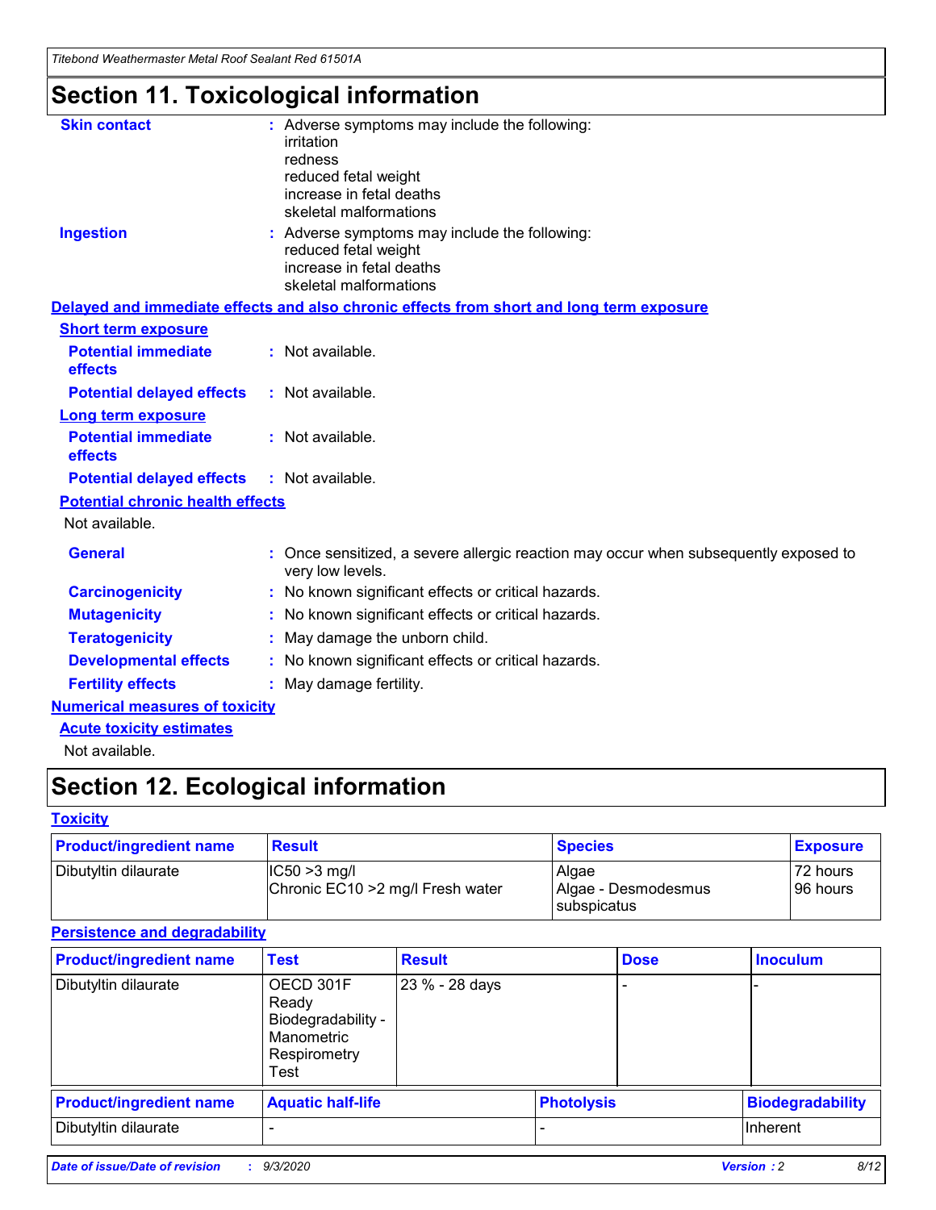# Section 11. Toxicological information

**Skin contact** : Adverse symptoms may include the following:
irritation
redness
reduced fetal weight
increase in fetal deaths
skeletal malformations

**Ingestion** : Adverse symptoms may include the following:
reduced fetal weight
increase in fetal deaths
skeletal malformations

**Delayed and immediate effects and also chronic effects from short and long term exposure**

**Short term exposure**

**Potential immediate effects** : Not available.

**Potential delayed effects** : Not available.

**Long term exposure**

**Potential immediate effects** : Not available.

**Potential delayed effects** : Not available.

**Potential chronic health effects**

Not available.

**General** : Once sensitized, a severe allergic reaction may occur when subsequently exposed to very low levels.

**Carcinogenicity** : No known significant effects or critical hazards.

**Mutagenicity** : No known significant effects or critical hazards.

**Teratogenicity** : May damage the unborn child.

**Developmental effects** : No known significant effects or critical hazards.

**Fertility effects** : May damage fertility.

**Numerical measures of toxicity**

**Acute toxicity estimates**

Not available.

# Section 12. Ecological information

**Toxicity**

| Product/ingredient name | Result | Species | Exposure |
|---|---|---|---|
| Dibutyltin dilaurate | IC50 >3 mg/l<br>Chronic EC10 >2 mg/l Fresh water | Algae<br>Algae - Desmodesmus subspicatus | 72 hours<br>96 hours |

**Persistence and degradability**

| Product/ingredient name | Test | Result | Dose | Inoculum |
|---|---|---|---|---|
| Dibutyltin dilaurate | OECD 301F Ready Biodegradability - Manometric Respirometry Test | 23 % - 28 days | - | - |

| Product/ingredient name | Aquatic half-life | Photolysis | Biodegradability |
|---|---|---|---|
| Dibutyltin dilaurate | - | - | Inherent |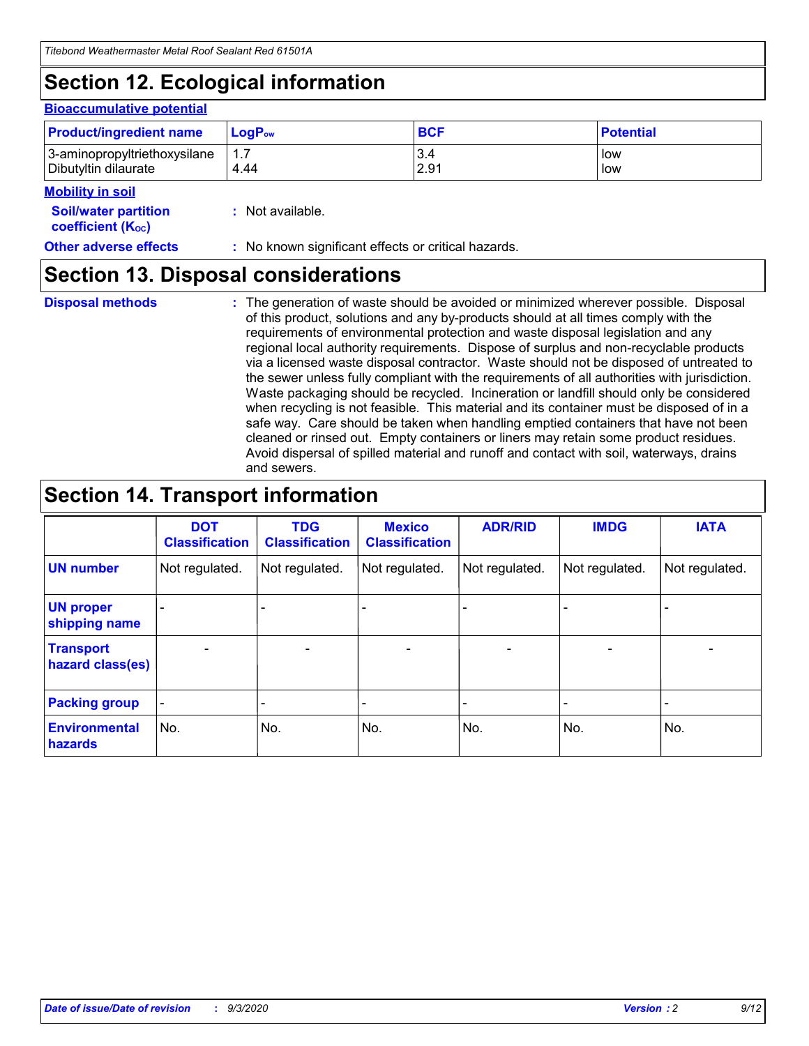# Section 12. Ecological information

### Bioaccumulative potential

| Product/ingredient name | $LogP_{ow}$ | BCF | Potential |
| --- | --- | --- | --- |
| 3-aminopropyltriethoxysilane | 1.7 | 3.4 | low |
| Dibutyltin dilaurate | 4.44 | 2.91 | low |

### Mobility in soil

**Soil/water partition coefficient ($K_{OC}$)** : Not available.

**Other adverse effects** : No known significant effects or critical hazards.

# Section 13. Disposal considerations

**Disposal methods** : The generation of waste should be avoided or minimized wherever possible. Disposal of this product, solutions and any by-products should at all times comply with the requirements of environmental protection and waste disposal legislation and any regional local authority requirements. Dispose of surplus and non-recyclable products via a licensed waste disposal contractor. Waste should not be disposed of untreated to the sewer unless fully compliant with the requirements of all authorities with jurisdiction. Waste packaging should be recycled. Incineration or landfill should only be considered when recycling is not feasible. This material and its container must be disposed of in a safe way. Care should be taken when handling emptied containers that have not been cleaned or rinsed out. Empty containers or liners may retain some product residues. Avoid dispersal of spilled material and runoff and contact with soil, waterways, drains and sewers.

# Section 14. Transport information

| | DOT Classification | TDG Classification | Mexico Classification | ADR/RID | IMDG | IATA |
| --- | --- | --- | --- | --- | --- | --- |
| UN number | Not regulated. | Not regulated. | Not regulated. | Not regulated. | Not regulated. | Not regulated. |
| UN proper shipping name | - | - | - | - | - | - |
| Transport hazard class(es) | - | - | - | - | - | - |
| Packing group | - | - | - | - | - | - |
| Environmental hazards | No. | No. | No. | No. | No. | No. |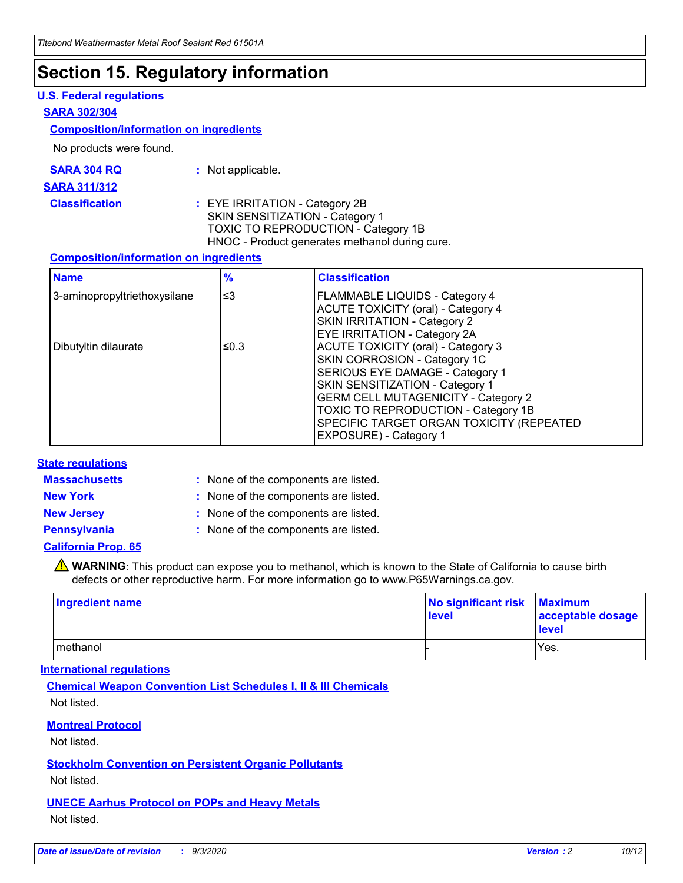# Section 15. Regulatory information

## U.S. Federal regulations

### SARA 302/304

#### Composition/information on ingredients

No products were found.

**SARA 304 RQ** : Not applicable.

### SARA 311/312

**Classification** : EYE IRRITATION - Category 2B
SKIN SENSITIZATION - Category 1
TOXIC TO REPRODUCTION - Category 1B
HNOC - Product generates methanol during cure.

#### Composition/information on ingredients

| Name | % | Classification |
|---|---|---|
| 3-aminopropyltriethoxysilane | ≤3 | FLAMMABLE LIQUIDS - Category 4<br>ACUTE TOXICITY (oral) - Category 4<br>SKIN IRRITATION - Category 2<br>EYE IRRITATION - Category 2A |
| Dibutyltin dilaurate | ≤0.3 | ACUTE TOXICITY (oral) - Category 3<br>SKIN CORROSION - Category 1C<br>SERIOUS EYE DAMAGE - Category 1<br>SKIN SENSITIZATION - Category 1<br>GERM CELL MUTAGENICITY - Category 2<br>TOXIC TO REPRODUCTION - Category 1B<br>SPECIFIC TARGET ORGAN TOXICITY (REPEATED EXPOSURE) - Category 1 |

## State regulations

**Massachusetts** : None of the components are listed.

**New York** : None of the components are listed.

**New Jersey** : None of the components are listed.

**Pennsylvania** : None of the components are listed.

### California Prop. 65

⚠ **WARNING**: This product can expose you to methanol, which is known to the State of California to cause birth defects or other reproductive harm. For more information go to www.P65Warnings.ca.gov.

| Ingredient name | No significant risk level | Maximum acceptable dosage level |
|---|---|---|
| methanol | - | Yes. |

## International regulations

### Chemical Weapon Convention List Schedules I, II & III Chemicals

Not listed.

### Montreal Protocol

Not listed.

### Stockholm Convention on Persistent Organic Pollutants

Not listed.

### UNECE Aarhus Protocol on POPs and Heavy Metals

Not listed.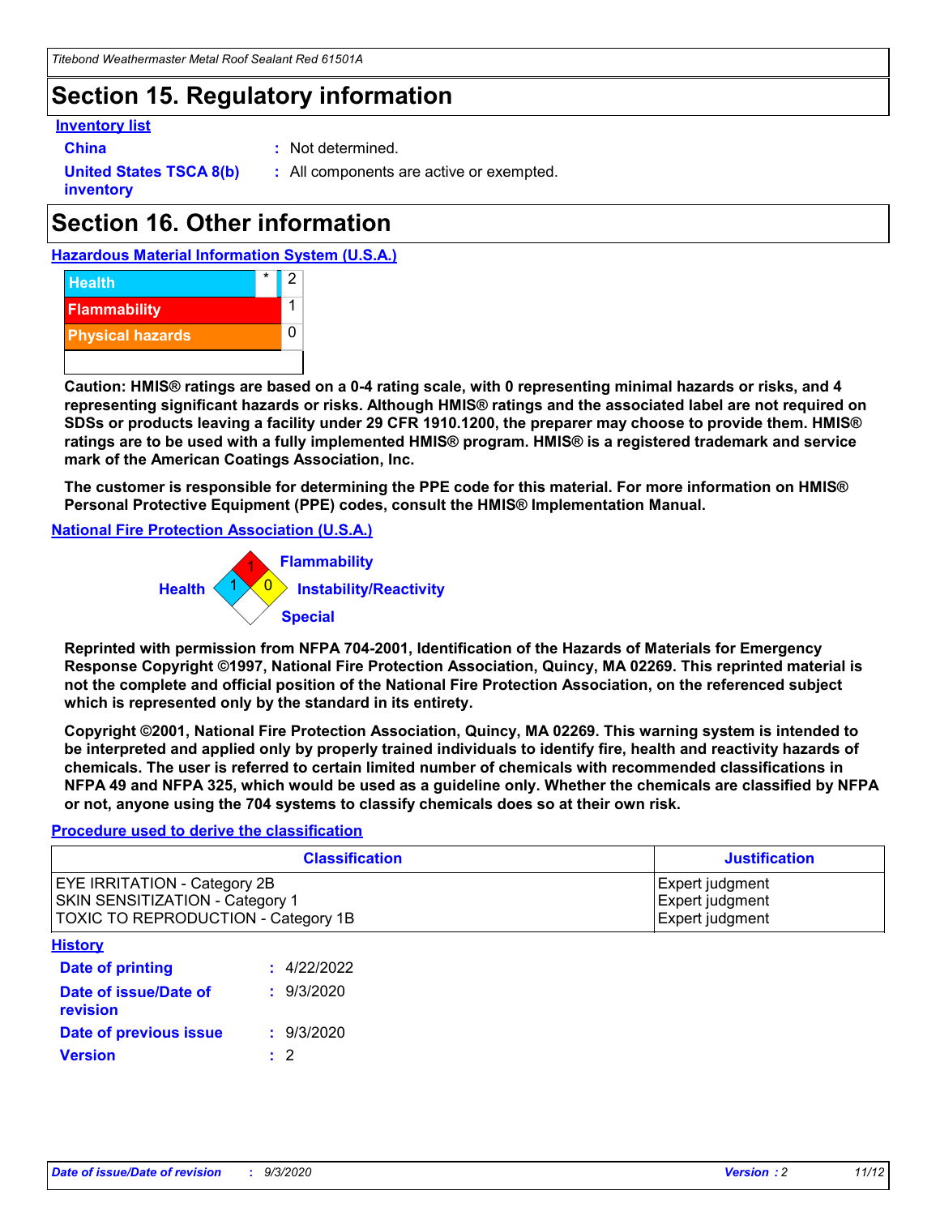## Section 15. Regulatory information

**Inventory list**

**China** : Not determined.

**United States TSCA 8(b) inventory** : All components are active or exempted.

## Section 16. Other information

**Hazardous Material Information System (U.S.A.)**

| | | |
|---|---|---|
| Health | * | 2 |
| Flammability | | 1 |
| Physical hazards | | 0 |

**Caution: HMIS® ratings are based on a 0-4 rating scale, with 0 representing minimal hazards or risks, and 4 representing significant hazards or risks. Although HMIS® ratings and the associated label are not required on SDSs or products leaving a facility under 29 CFR 1910.1200, the preparer may choose to provide them. HMIS® ratings are to be used with a fully implemented HMIS® program. HMIS® is a registered trademark and service mark of the American Coatings Association, Inc.**

**The customer is responsible for determining the PPE code for this material. For more information on HMIS® Personal Protective Equipment (PPE) codes, consult the HMIS® Implementation Manual.**

**National Fire Protection Association (U.S.A.)**

Flammability: 1
Health: 1
Instability/Reactivity: 0
Special:

**Reprinted with permission from NFPA 704-2001, Identification of the Hazards of Materials for Emergency Response Copyright ©1997, National Fire Protection Association, Quincy, MA 02269. This reprinted material is not the complete and official position of the National Fire Protection Association, on the referenced subject which is represented only by the standard in its entirety.**

**Copyright ©2001, National Fire Protection Association, Quincy, MA 02269. This warning system is intended to be interpreted and applied only by properly trained individuals to identify fire, health and reactivity hazards of chemicals. The user is referred to certain limited number of chemicals with recommended classifications in NFPA 49 and NFPA 325, which would be used as a guideline only. Whether the chemicals are classified by NFPA or not, anyone using the 704 systems to classify chemicals does so at their own risk.**

**Procedure used to derive the classification**

| Classification | Justification |
|---|---|
| EYE IRRITATION - Category 2B | Expert judgment |
| SKIN SENSITIZATION - Category 1 | Expert judgment |
| TOXIC TO REPRODUCTION - Category 1B | Expert judgment |

**History**

**Date of printing** : 4/22/2022

**Date of issue/Date of revision** : 9/3/2020

**Date of previous issue** : 9/3/2020

**Version** : 2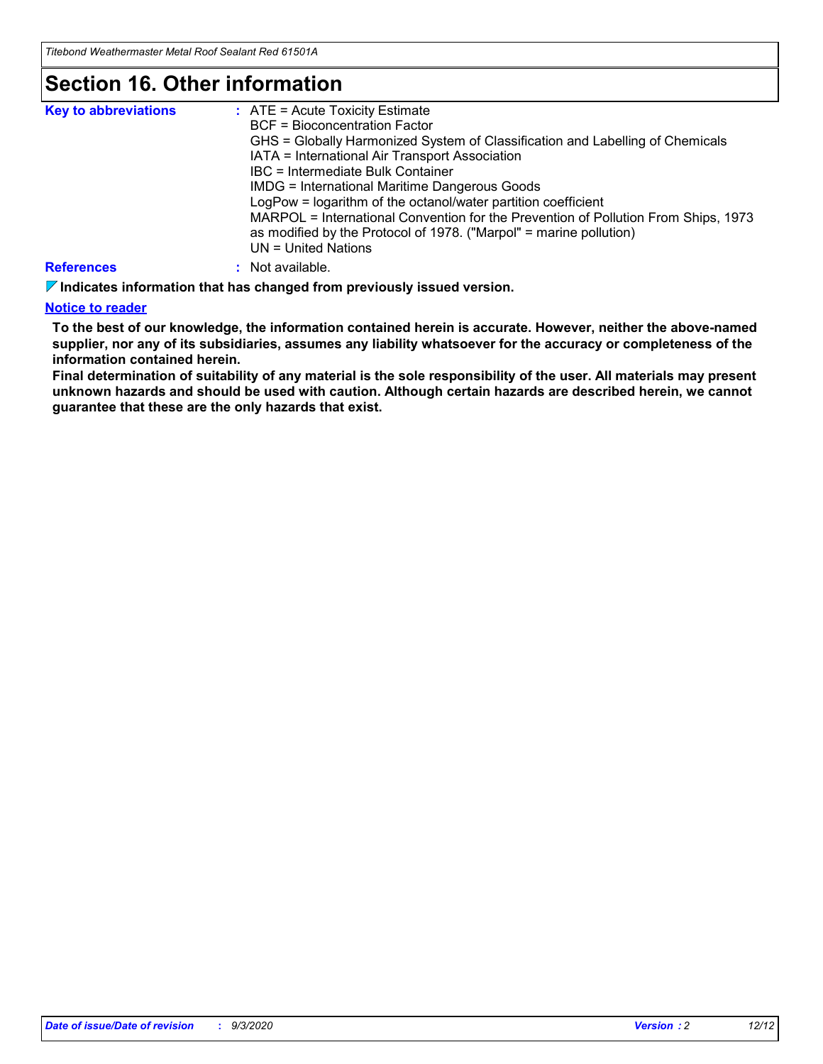# Section 16. Other information

**Key to abbreviations** : ATE = Acute Toxicity Estimate
BCF = Bioconcentration Factor
GHS = Globally Harmonized System of Classification and Labelling of Chemicals
IATA = International Air Transport Association
IBC = Intermediate Bulk Container
IMDG = International Maritime Dangerous Goods
LogPow = logarithm of the octanol/water partition coefficient
MARPOL = International Convention for the Prevention of Pollution From Ships, 1973 as modified by the Protocol of 1978. ("Marpol" = marine pollution)
UN = United Nations

**References** : Not available.

**Indicates information that has changed from previously issued version.**

**Notice to reader**

**To the best of our knowledge, the information contained herein is accurate. However, neither the above-named supplier, nor any of its subsidiaries, assumes any liability whatsoever for the accuracy or completeness of the information contained herein.**

**Final determination of suitability of any material is the sole responsibility of the user. All materials may present unknown hazards and should be used with caution. Although certain hazards are described herein, we cannot guarantee that these are the only hazards that exist.**